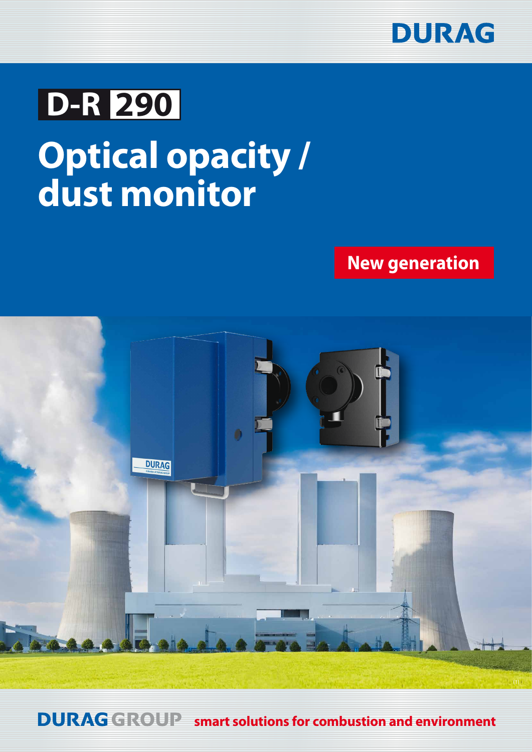DURAG

# D-R 290

# Optical opacity / dust monitor

**New generation**

DURAG GROUP smart solutions for combustion and environment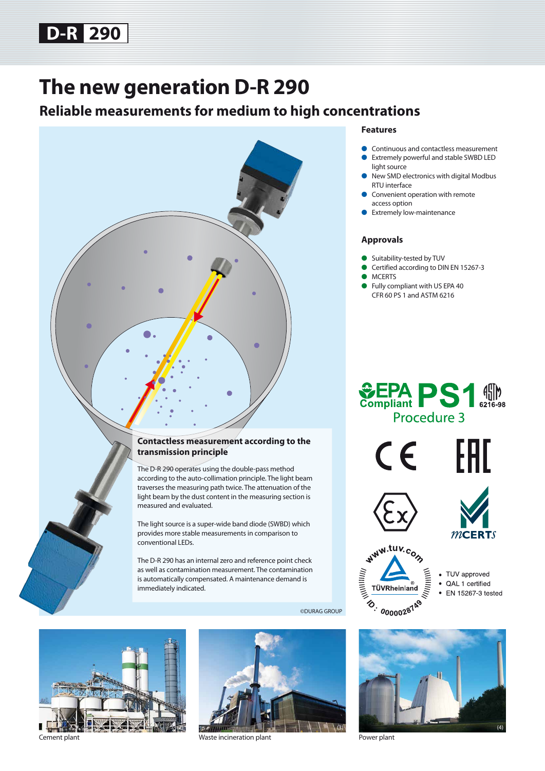# The new generation D-R 290

## Reliable measurements for medium to high concentrations

### Contactless measurement according to the transmission principle

The D-R 290 operates using the double-pass method according to the auto-collimation principle. The light beam traverses the measuring path twice. The attenuation of the light beam by the dust content in the measuring section is measured and evaluated.

The light source is a super-wide band diode (SWBD) which provides more stable measurements in comparison to conventional LEDs.

The D-R 290 has an internal zero and reference point check as well as contamination measurement. The contamination is automatically compensated. A maintenance demand is immediately indicated.

©DURAG GROUP

### Features

- Continuous and contactless measurement
- Extremely powerful and stable SWBD LED light source
- New SMD electronics with digital Modbus RTU interface
- Convenient operation with remote access option
- Extremely low-maintenance

### Approvals

- Suitability-tested by TUV
- Certified according to DIN EN 15267-3
- MCERTS
- Fully compliant with US EPA 40 CFR 60 PS 1 and ASTM 6216

EPA Compliant PS1 Procedure 3 — ASTM 6216-98

- TUV approved
- QAL 1 certified
- EN 15267-3 tested

Cement plant

Waste incineration plant

Power plant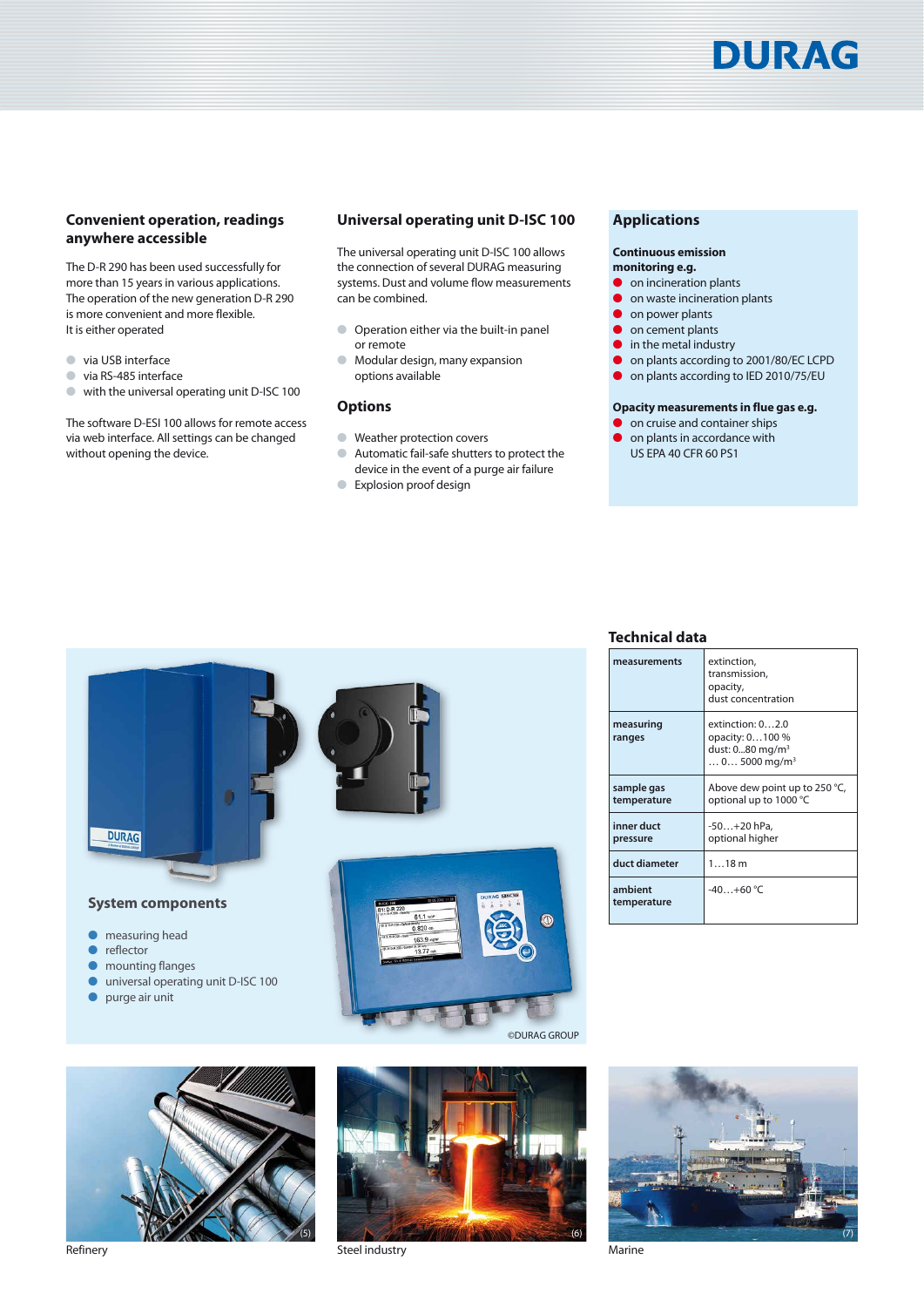## Convenient operation, readings anywhere accessible

The D-R 290 has been used successfully for more than 15 years in various applications. The operation of the new generation D-R 290 is more convenient and more flexible.
It is either operated

- via USB interface
- via RS-485 interface
- with the universal operating unit D-ISC 100

The software D-ESI 100 allows for remote access via web interface. All settings can be changed without opening the device.

## Universal operating unit D-ISC 100

The universal operating unit D-ISC 100 allows the connection of several DURAG measuring systems. Dust and volume flow measurements can be combined.

- Operation either via the built-in panel or remote
- Modular design, many expansion options available

## Options

- Weather protection covers
- Automatic fail-safe shutters to protect the device in the event of a purge air failure
- Explosion proof design

## Applications

**Continuous emission monitoring e.g.**

- on incineration plants
- on waste incineration plants
- on power plants
- on cement plants
- in the metal industry
- on plants according to 2001/80/EC LCPD
- on plants according to IED 2010/75/EU

**Opacity measurements in flue gas e.g.**

- on cruise and container ships
- on plants in accordance with US EPA 40 CFR 60 PS1

## System components

- measuring head
- reflector
- mounting flanges
- universal operating unit D-ISC 100
- purge air unit

©DURAG GROUP

## Technical data

| | |
|---|---|
| measurements | extinction,<br>transmission,<br>opacity,<br>dust concentration |
| measuring ranges | extinction: 0…2.0<br>opacity: 0…100 %<br>dust: 0...80 mg/m³<br>… 0… 5000 mg/m³ |
| sample gas temperature | Above dew point up to 250 °C,<br>optional up to 1000 °C |
| inner duct pressure | -50…+20 hPa,<br>optional higher |
| duct diameter | 1…18 m |
| ambient temperature | -40…+60 °C |

(5) Refinery

(6) Steel industry

(7) Marine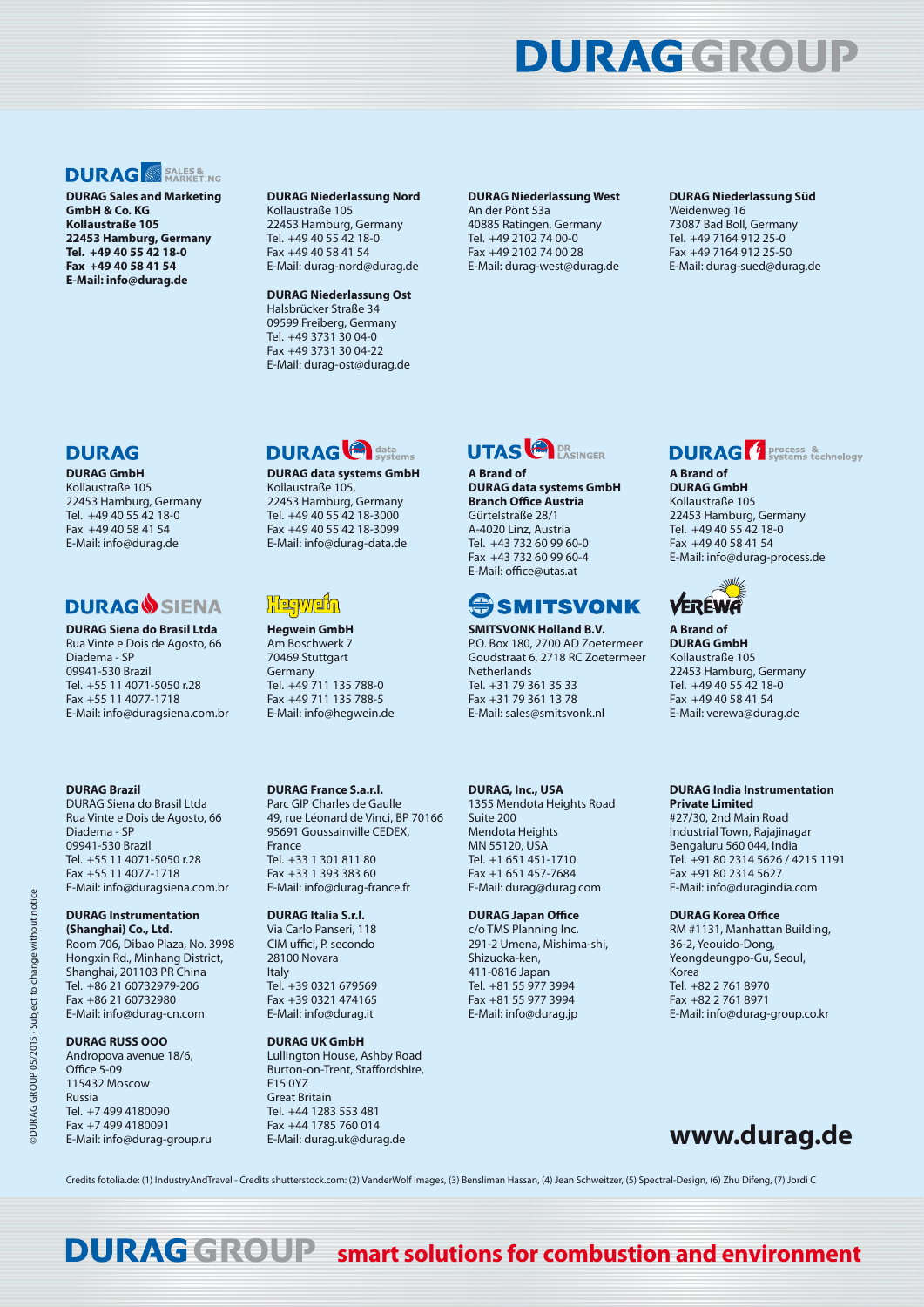# DURAG GROUP

DURAG SALES & MARKETING

**DURAG Sales and Marketing GmbH & Co. KG**
**Kollaustraße 105**
**22453 Hamburg, Germany**
**Tel. +49 40 55 42 18-0**
**Fax +49 40 58 41 54**
**E-Mail: info@durag.de**

**DURAG Niederlassung Nord**
Kollaustraße 105
22453 Hamburg, Germany
Tel. +49 40 55 42 18-0
Fax +49 40 58 41 54
E-Mail: durag-nord@durag.de

**DURAG Niederlassung Ost**
Halsbrücker Straße 34
09599 Freiberg, Germany
Tel. +49 3731 30 04-0
Fax +49 3731 30 04-22
E-Mail: durag-ost@durag.de

**DURAG Niederlassung West**
An der Pönt 53a
40885 Ratingen, Germany
Tel. +49 2102 74 00-0
Fax +49 2102 74 00 28
E-Mail: durag-west@durag.de

**DURAG Niederlassung Süd**
Weidenweg 16
73087 Bad Boll, Germany
Tel. +49 7164 912 25-0
Fax +49 7164 912 25-50
E-Mail: durag-sued@durag.de

DURAG

**DURAG GmbH**
Kollaustraße 105
22453 Hamburg, Germany
Tel. +49 40 55 42 18-0
Fax +49 40 58 41 54
E-Mail: info@durag.de

DURAG data systems

**DURAG data systems GmbH**
Kollaustraße 105,
22453 Hamburg, Germany
Tel. +49 40 55 42 18-3000
Fax +49 40 55 42 18-3099
E-Mail: info@durag-data.de

UTAS DR LASINGER

**A Brand of**
**DURAG data systems GmbH**
**Branch Office Austria**
Gürtelstraße 28/1
A-4020 Linz, Austria
Tel. +43 732 60 99 60-0
Fax +43 732 60 99 60-4
E-Mail: office@utas.at

DURAG process & systems technology

**A Brand of**
**DURAG GmbH**
Kollaustraße 105
22453 Hamburg, Germany
Tel. +49 40 55 42 18-0
Fax +49 40 58 41 54
E-Mail: info@durag-process.de

DURAG SIENA

**DURAG Siena do Brasil Ltda**
Rua Vinte e Dois de Agosto, 66
Diadema - SP
09941-530 Brazil
Tel. +55 11 4071-5050 r.28
Fax +55 11 4077-1718
E-Mail: info@duragsiena.com.br

Hegwein

**Hegwein GmbH**
Am Boschwerk 7
70469 Stuttgart
Germany
Tel. +49 711 135 788-0
Fax +49 711 135 788-5
E-Mail: info@hegwein.de

SMITSVONK

**SMITSVONK Holland B.V.**
P.O. Box 180, 2700 AD Zoetermeer
Goudstraat 6, 2718 RC Zoetermeer
Netherlands
Tel. +31 79 361 35 33
Fax +31 79 361 13 78
E-Mail: sales@smitsvonk.nl

VEREWA

**A Brand of**
**DURAG GmbH**
Kollaustraße 105
22453 Hamburg, Germany
Tel. +49 40 55 42 18-0
Fax +49 40 58 41 54
E-Mail: verewa@durag.de

**DURAG Brazil**
DURAG Siena do Brasil Ltda
Rua Vinte e Dois de Agosto, 66
Diadema - SP
09941-530 Brazil
Tel. +55 11 4071-5050 r.28
Fax +55 11 4077-1718
E-Mail: info@duragsiena.com.br

**DURAG Instrumentation (Shanghai) Co., Ltd.**
Room 706, Dibao Plaza, No. 3998
Hongxin Rd., Minhang District,
Shanghai, 201103 PR China
Tel. +86 21 60732979-206
Fax +86 21 60732980
E-Mail: info@durag-cn.com

**DURAG RUSS OOO**
Andropova avenue 18/6,
Office 5-09
115432 Moscow
Russia
Tel. +7 499 4180090
Fax +7 499 4180091
E-Mail: info@durag-group.ru

**DURAG France S.a.r.l.**
Parc GIP Charles de Gaulle
49, rue Léonard de Vinci, BP 70166
95691 Goussainville CEDEX,
France
Tel. +33 1 301 811 80
Fax +33 1 393 383 60
E-Mail: info@durag-france.fr

**DURAG Italia S.r.l.**
Via Carlo Panseri, 118
CIM uffici, P. secondo
28100 Novara
Italy
Tel. +39 0321 679569
Fax +39 0321 474165
E-Mail: info@durag.it

**DURAG UK GmbH**
Lullington House, Ashby Road
Burton-on-Trent, Staffordshire,
E15 0YZ
Great Britain
Tel. +44 1283 553 481
Fax +44 1785 760 014
E-Mail: durag.uk@durag.de

**DURAG, Inc., USA**
1355 Mendota Heights Road
Suite 200
Mendota Heights
MN 55120, USA
Tel. +1 651 451-1710
Fax +1 651 457-7684
E-Mail: durag@durag.com

**DURAG Japan Office**
c/o TMS Planning Inc.
291-2 Umena, Mishima-shi,
Shizuoka-ken,
411-0816 Japan
Tel. +81 55 977 3994
Fax +81 55 977 3994
E-Mail: info@durag.jp

**DURAG India Instrumentation Private Limited**
#27/30, 2nd Main Road
Industrial Town, Rajajinagar
Bengaluru 560 044, India
Tel. +91 80 2314 5626 / 4215 1191
Fax +91 80 2314 5627
E-Mail: info@duragindia.com

**DURAG Korea Office**
RM #1131, Manhattan Building,
36-2, Yeouido-Dong,
Yeongdeungpo-Gu, Seoul,
Korea
Tel. +82 2 761 8970
Fax +82 2 761 8971
E-Mail: info@durag-group.co.kr

**www.durag.de**

©DURAG GROUP 05/2015 · Subject to change without notice

Credits fotolia.de: (1) IndustryAndTravel - Credits shutterstock.com: (2) VanderWolf Images, (3) Bensliman Hassan, (4) Jean Schweitzer, (5) Spectral-Design, (6) Zhu Difeng, (7) Jordi C

**DURAG GROUP** smart solutions for combustion and environment